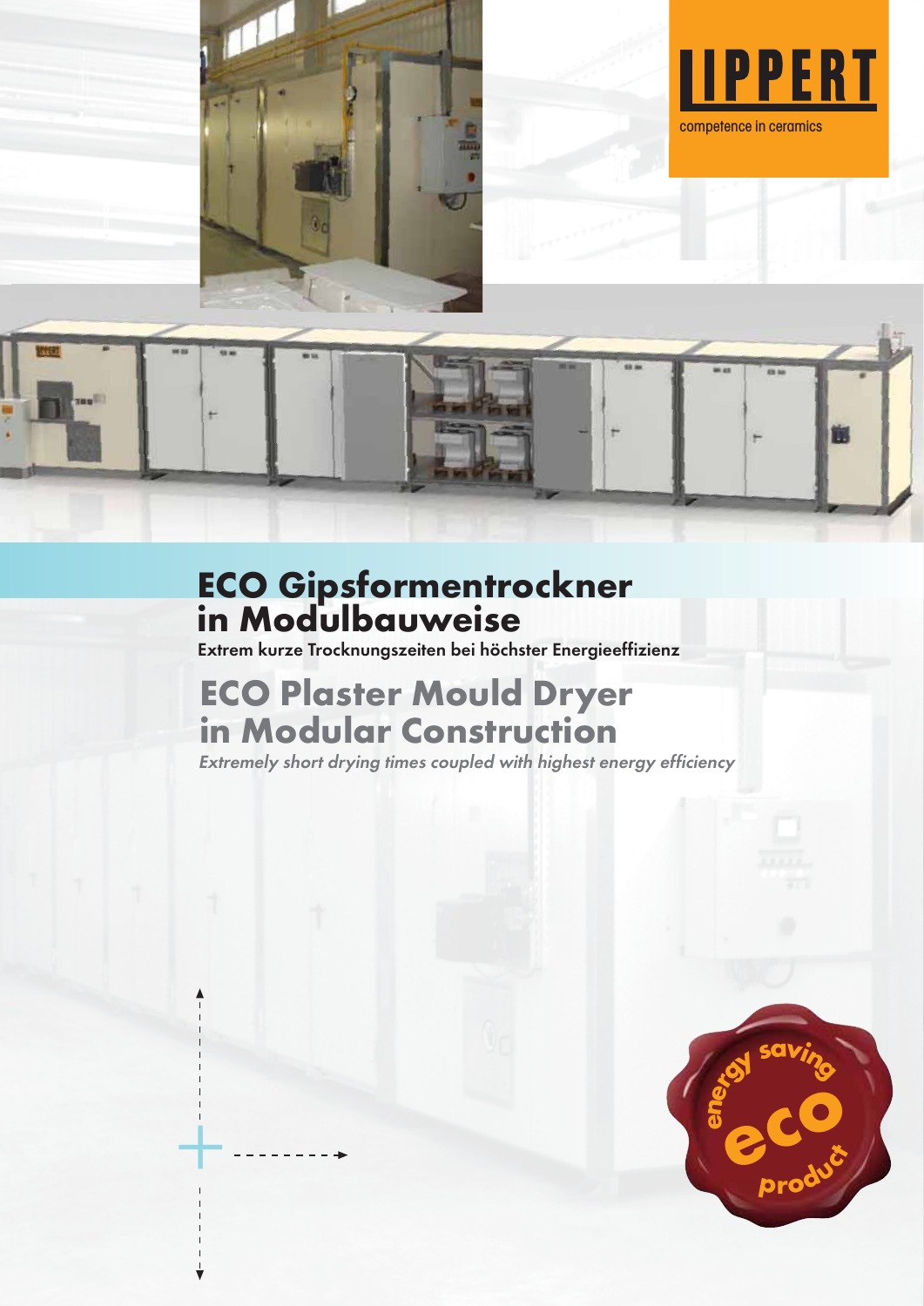LIPPERT

competence in ceramics

# ECO Gipsformentrockner in Modulbauweise

**Extrem kurze Trocknungszeiten bei höchster Energieeffizienz**

# ECO Plaster Mould Dryer in Modular Construction

*Extremely short drying times coupled with highest energy efficiency*

energy saving eco product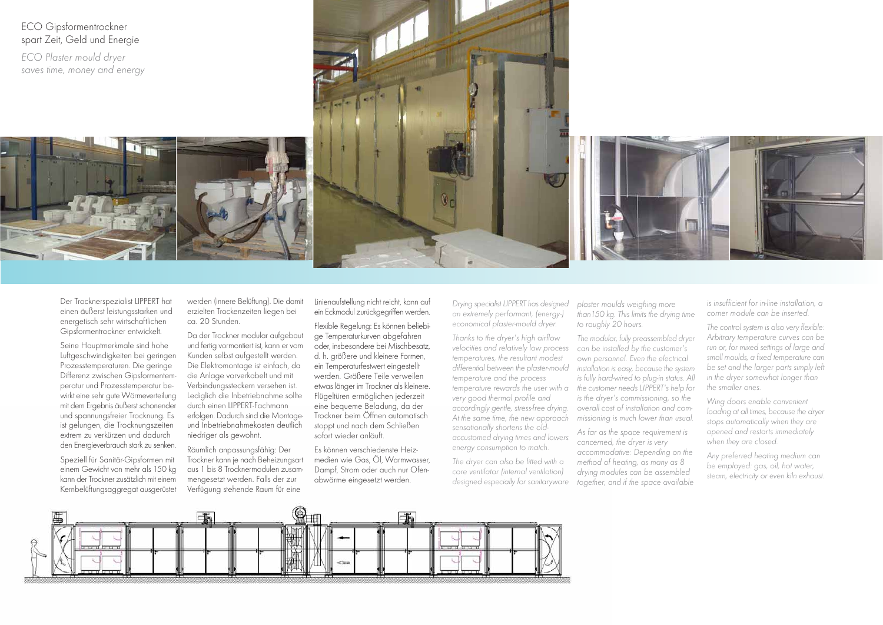# ECO Gipsformentrockner spart Zeit, Geld und Energie

*ECO Plaster mould dryer saves time, money and energy*

Der Trocknerspezialist LIPPERT hat einen äußerst leistungsstarken und energetisch sehr wirtschaftlichen Gipsformentrockner entwickelt.

Seine Hauptmerkmale sind hohe Luftgeschwindigkeiten bei geringen Prozesstemperaturen. Die geringe Differenz zwischen Gipsformentemperatur und Prozesstemperatur bewirkt eine sehr gute Wärmeverteilung mit dem Ergebnis äußerst schonender und spannungsfreier Trocknung. Es ist gelungen, die Trocknungszeiten extrem zu verkürzen und dadurch den Energieverbrauch stark zu senken.

Speziell für Sanitär-Gipsformen mit einem Gewicht von mehr als 150 kg kann der Trockner zusätzlich mit einem Kernbelüftungsaggregat ausgerüstet werden (innere Belüftung). Die damit erzielten Trockenzeiten liegen bei ca. 20 Stunden.

Da der Trockner modular aufgebaut und fertig vormontiert ist, kann er vom Kunden selbst aufgestellt werden. Die Elektromontage ist einfach, da die Anlage vorverkabelt und mit Verbindungssteckern versehen ist. Lediglich die Inbetriebnahme sollte durch einen LIPPERT-Fachmann erfolgen. Dadurch sind die Montage- und Inbetriebnahmekosten deutlich niedriger als gewohnt.

Räumlich anpassungsfähig: Der Trockner kann je nach Beheizungsart aus 1 bis 8 Trocknermodulen zusammengesetzt werden. Falls der zur Verfügung stehende Raum für eine Linienaufstellung nicht reicht, kann auf ein Eckmodul zurückgegriffen werden.

Flexible Regelung: Es können beliebige Temperaturkurven abgefahren oder, insbesondere bei Mischbesatz, d. h. größere und kleinere Formen, ein Temperaturfestwert eingestellt werden. Größere Teile verweilen etwas länger im Trockner als kleinere. Flügeltüren ermöglichen jederzeit eine bequeme Beladung, da der Trockner beim Öffnen automatisch stoppt und nach dem Schließen sofort wieder anläuft.

Es können verschiedenste Heizmedien wie Gas, Öl, Warmwasser, Dampf, Strom oder auch nur Ofenabwärme eingesetzt werden.

*Drying specialist LIPPERT has designed an extremely performant, (energy-) economical plaster-mould dryer.*

*Thanks to the dryer's high airflow velocities and relatively low process temperatures, the resultant modest differential between the plaster-mould temperature and the process temperature rewards the user with a very good thermal profile and accordingly gentle, stress-free drying. At the same time, the new approach sensationally shortens the old-accustomed drying times and lowers energy consumption to match.*

*The dryer can also be fitted with a core ventilator (internal ventilation) designed especially for sanitaryware plaster moulds weighing more than150 kg. This limits the drying time to roughly 20 hours.*

*The modular, fully preassembled dryer can be installed by the customer's own personnel. Even the electrical installation is easy, because the system is fully hard-wired to plug-in status. All the customer needs LIPPERT's help for is the dryer's commissioning, so the overall cost of installation and commissioning is much lower than usual.*

*As far as the space requirement is concerned, the dryer is very accommodative: Depending on the method of heating, as many as 8 drying modules can be assembled together, and if the space available is insufficient for in-line installation, a corner module can be inserted.*

*The control system is also very flexible: Arbitrary temperature curves can be run or, for mixed settings of large and small moulds, a fixed temperature can be set and the larger parts simply left in the dryer somewhat longer than the smaller ones.*

*Wing doors enable convenient loading at all times, because the dryer stops automatically when they are opened and restarts immediately when they are closed.*

*Any preferred heating medium can be employed: gas, oil, hot water, steam, electricity or even kiln exhaust.*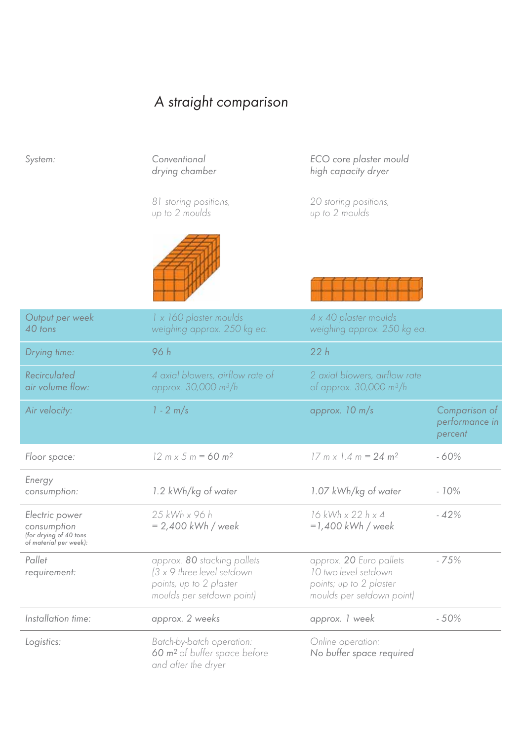# *A straight comparison*

| System: | Conventional drying chamber | ECO core plaster mould high capacity dryer | |
|---|---|---|---|
| | 81 storing positions, up to 2 moulds | 20 storing positions, up to 2 moulds | |
| Output per week 40 tons | 1 x 160 plaster moulds weighing approx. 250 kg ea. | 4 x 40 plaster moulds weighing approx. 250 kg ea. | |
| Drying time: | 96 h | 22 h | |
| Recirculated air volume flow: | 4 axial blowers, airflow rate of approx. 30,000 $m^3/h$ | 2 axial blowers, airflow rate of approx. 30,000 $m^3/h$ | |
| Air velocity: | 1 - 2 m/s | approx. 10 m/s | Comparison of performance in percent |
| Floor space: | 12 m x 5 m = **60 $m^2$** | 17 m x 1.4 m = **24 $m^2$** | - 60% |
| Energy consumption: | 1.2 kWh/kg of water | 1.07 kWh/kg of water | - 10% |
| Electric power consumption (for drying of 40 tons of material per week): | 25 kWh x 96 h = 2,400 kWh / week | 16 kWh x 22 h x 4 =1,400 kWh / week | - 42% |
| Pallet requirement: | approx. **80** stacking pallets (3 x 9 three-level setdown points, up to 2 plaster moulds per setdown point) | approx. **20** Euro pallets 10 two-level setdown points; up to 2 plaster moulds per setdown point) | - 75% |
| Installation time: | approx. 2 weeks | approx. 1 week | - 50% |
| Logistics: | Batch-by-batch operation: **60 $m^2$** of buffer space before and after the dryer | Online operation: No buffer space required | |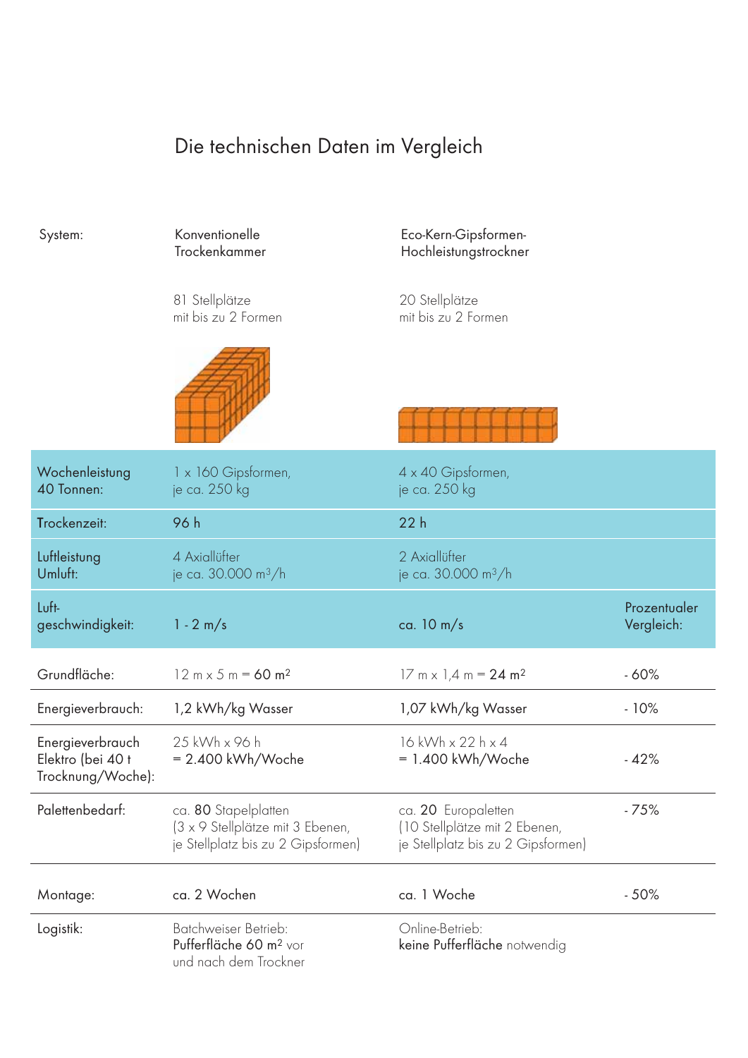# Die technischen Daten im Vergleich

| System: | Konventionelle Trockenkammer | Eco-Kern-Gipsformen-Hochleistungstrockner | |
|---|---|---|---|
| | 81 Stellplätze mit bis zu 2 Formen | 20 Stellplätze mit bis zu 2 Formen | |
| Wochenleistung 40 Tonnen: | 1 x 160 Gipsformen, je ca. 250 kg | 4 x 40 Gipsformen, je ca. 250 kg | |
| Trockenzeit: | 96 h | 22 h | |
| Luftleistung Umluft: | 4 Axiallüfter je ca. 30.000 m³/h | 2 Axiallüfter je ca. 30.000 m³/h | |
| Luftgeschwindigkeit: | 1 - 2 m/s | ca. 10 m/s | Prozentualer Vergleich: |
| Grundfläche: | 12 m x 5 m = **60 m²** | 17 m x 1,4 m = **24 m²** | - 60% |
| Energieverbrauch: | 1,2 kWh/kg Wasser | 1,07 kWh/kg Wasser | - 10% |
| Energieverbrauch Elektro (bei 40 t Trocknung/Woche): | 25 kWh x 96 h = 2.400 kWh/Woche | 16 kWh x 22 h x 4 = 1.400 kWh/Woche | - 42% |
| Palettenbedarf: | ca. **80** Stapelplatten (3 x 9 Stellplätze mit 3 Ebenen, je Stellplatz bis zu 2 Gipsformen) | ca. **20** Europaletten (10 Stellplätze mit 2 Ebenen, je Stellplatz bis zu 2 Gipsformen) | - 75% |
| Montage: | ca. 2 Wochen | ca. 1 Woche | - 50% |
| Logistik: | Batchweiser Betrieb: **Pufferfläche 60 m²** vor und nach dem Trockner | Online-Betrieb: **keine Pufferfläche** notwendig | |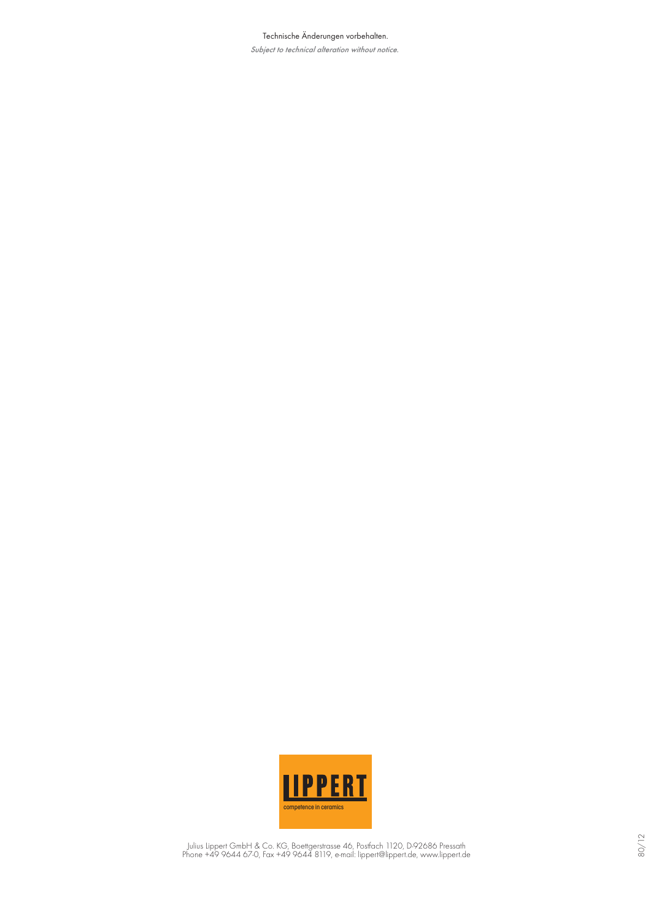Technische Änderungen vorbehalten.

*Subject to technical alteration without notice.*

LIPPERT

competence in ceramics

Julius Lippert GmbH & Co. KG, Boettgerstrasse 46, Postfach 1120, D-92686 Pressath
Phone +49 9644 67-0, Fax +49 9644 8119, e-mail: lippert@lippert.de, www.lippert.de

80/12